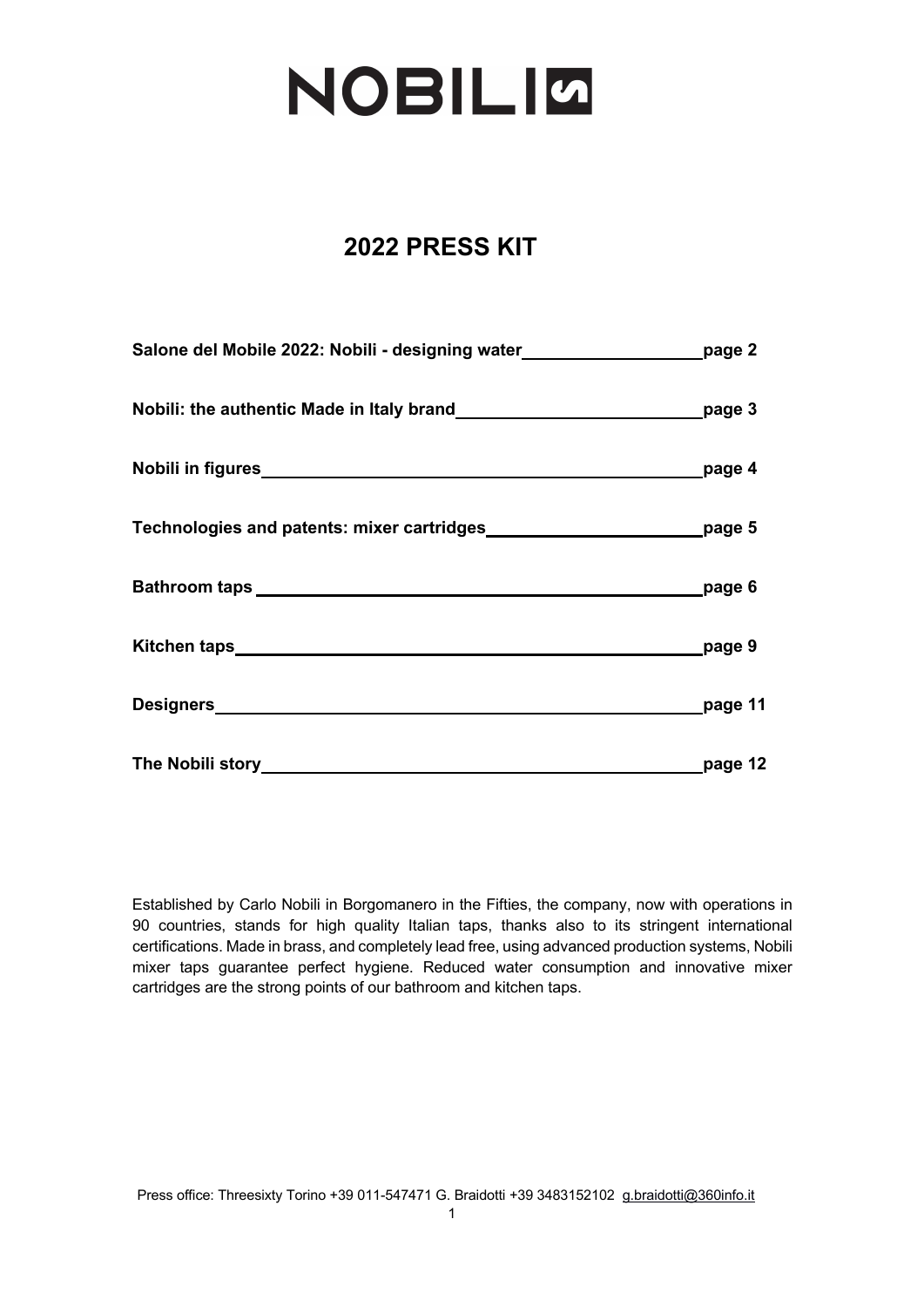# NOBILI

## 2022 PRESS KIT

| | |
|---|---|
| **Salone del Mobile 2022: Nobili - designing water** | **page 2** |
| **Nobili: the authentic Made in Italy brand** | **page 3** |
| **Nobili in figures** | **page 4** |
| **Technologies and patents: mixer cartridges** | **page 5** |
| **Bathroom taps** | **page 6** |
| **Kitchen taps** | **page 9** |
| **Designers** | **page 11** |
| **The Nobili story** | **page 12** |

Established by Carlo Nobili in Borgomanero in the Fifties, the company, now with operations in 90 countries, stands for high quality Italian taps, thanks also to its stringent international certifications. Made in brass, and completely lead free, using advanced production systems, Nobili mixer taps guarantee perfect hygiene. Reduced water consumption and innovative mixer cartridges are the strong points of our bathroom and kitchen taps.

Press office: Threesixty Torino +39 011-547471 G. Braidotti +39 3483152102 g.braidotti@360info.it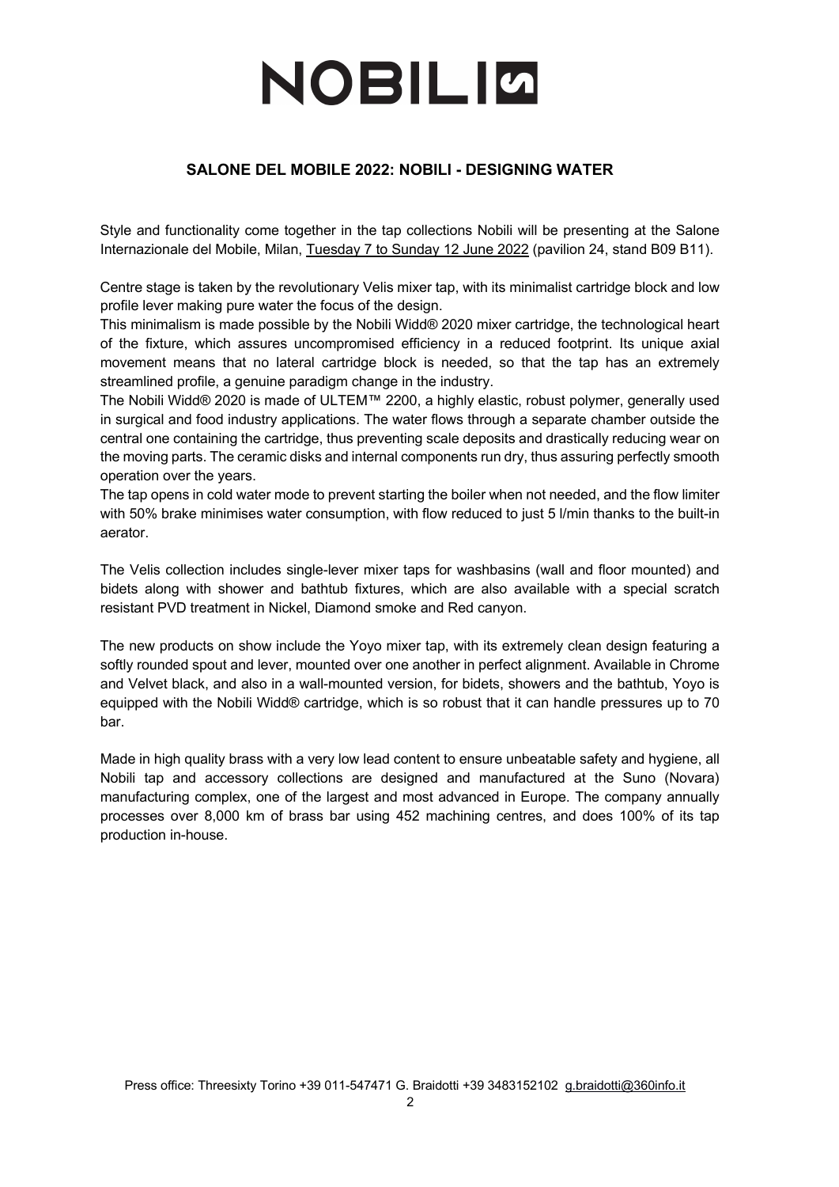# NOBILI

## SALONE DEL MOBILE 2022: NOBILI - DESIGNING WATER

Style and functionality come together in the tap collections Nobili will be presenting at the Salone Internazionale del Mobile, Milan, Tuesday 7 to Sunday 12 June 2022 (pavilion 24, stand B09 B11).

Centre stage is taken by the revolutionary Velis mixer tap, with its minimalist cartridge block and low profile lever making pure water the focus of the design.

This minimalism is made possible by the Nobili Widd® 2020 mixer cartridge, the technological heart of the fixture, which assures uncompromised efficiency in a reduced footprint. Its unique axial movement means that no lateral cartridge block is needed, so that the tap has an extremely streamlined profile, a genuine paradigm change in the industry.

The Nobili Widd® 2020 is made of ULTEM™ 2200, a highly elastic, robust polymer, generally used in surgical and food industry applications. The water flows through a separate chamber outside the central one containing the cartridge, thus preventing scale deposits and drastically reducing wear on the moving parts. The ceramic disks and internal components run dry, thus assuring perfectly smooth operation over the years.

The tap opens in cold water mode to prevent starting the boiler when not needed, and the flow limiter with 50% brake minimises water consumption, with flow reduced to just 5 l/min thanks to the built-in aerator.

The Velis collection includes single-lever mixer taps for washbasins (wall and floor mounted) and bidets along with shower and bathtub fixtures, which are also available with a special scratch resistant PVD treatment in Nickel, Diamond smoke and Red canyon.

The new products on show include the Yoyo mixer tap, with its extremely clean design featuring a softly rounded spout and lever, mounted over one another in perfect alignment. Available in Chrome and Velvet black, and also in a wall-mounted version, for bidets, showers and the bathtub, Yoyo is equipped with the Nobili Widd® cartridge, which is so robust that it can handle pressures up to 70 bar.

Made in high quality brass with a very low lead content to ensure unbeatable safety and hygiene, all Nobili tap and accessory collections are designed and manufactured at the Suno (Novara) manufacturing complex, one of the largest and most advanced in Europe. The company annually processes over 8,000 km of brass bar using 452 machining centres, and does 100% of its tap production in-house.

Press office: Threesixty Torino +39 011-547471 G. Braidotti +39 3483152102 g.braidotti@360info.it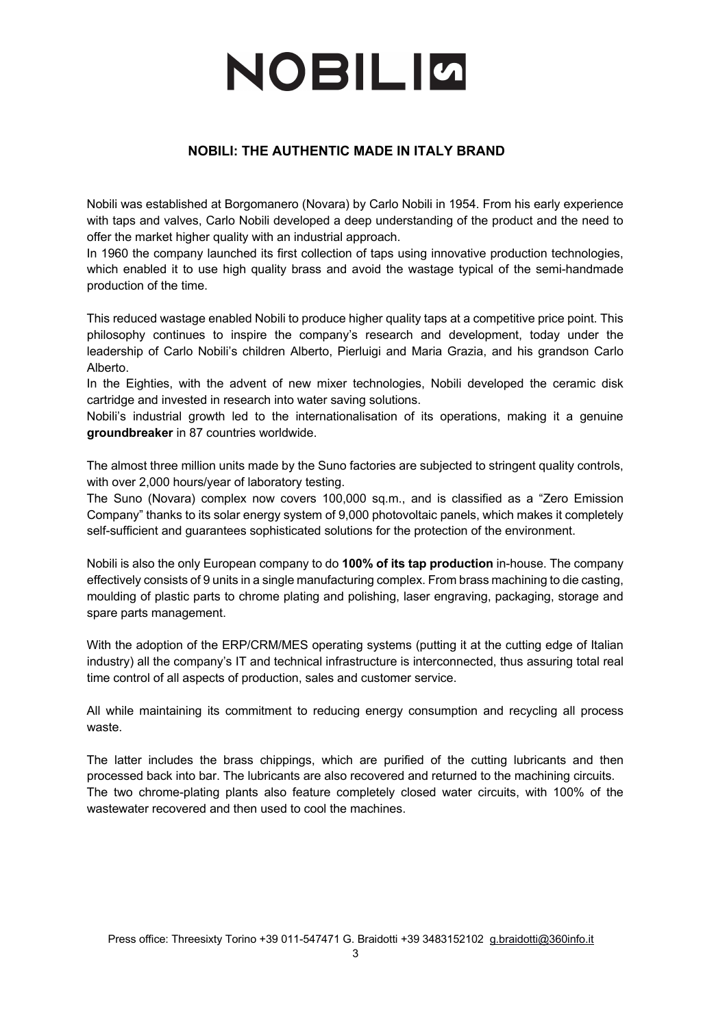# NOBILI

## NOBILI: THE AUTHENTIC MADE IN ITALY BRAND

Nobili was established at Borgomanero (Novara) by Carlo Nobili in 1954. From his early experience with taps and valves, Carlo Nobili developed a deep understanding of the product and the need to offer the market higher quality with an industrial approach.
In 1960 the company launched its first collection of taps using innovative production technologies, which enabled it to use high quality brass and avoid the wastage typical of the semi-handmade production of the time.

This reduced wastage enabled Nobili to produce higher quality taps at a competitive price point. This philosophy continues to inspire the company's research and development, today under the leadership of Carlo Nobili's children Alberto, Pierluigi and Maria Grazia, and his grandson Carlo Alberto.
In the Eighties, with the advent of new mixer technologies, Nobili developed the ceramic disk cartridge and invested in research into water saving solutions.
Nobili's industrial growth led to the internationalisation of its operations, making it a genuine **groundbreaker** in 87 countries worldwide.

The almost three million units made by the Suno factories are subjected to stringent quality controls, with over 2,000 hours/year of laboratory testing.
The Suno (Novara) complex now covers 100,000 sq.m., and is classified as a "Zero Emission Company" thanks to its solar energy system of 9,000 photovoltaic panels, which makes it completely self-sufficient and guarantees sophisticated solutions for the protection of the environment.

Nobili is also the only European company to do **100% of its tap production** in-house. The company effectively consists of 9 units in a single manufacturing complex. From brass machining to die casting, moulding of plastic parts to chrome plating and polishing, laser engraving, packaging, storage and spare parts management.

With the adoption of the ERP/CRM/MES operating systems (putting it at the cutting edge of Italian industry) all the company's IT and technical infrastructure is interconnected, thus assuring total real time control of all aspects of production, sales and customer service.

All while maintaining its commitment to reducing energy consumption and recycling all process waste.

The latter includes the brass chippings, which are purified of the cutting lubricants and then processed back into bar. The lubricants are also recovered and returned to the machining circuits.
The two chrome-plating plants also feature completely closed water circuits, with 100% of the wastewater recovered and then used to cool the machines.

Press office: Threesixty Torino +39 011-547471 G. Braidotti +39 3483152102 g.braidotti@360info.it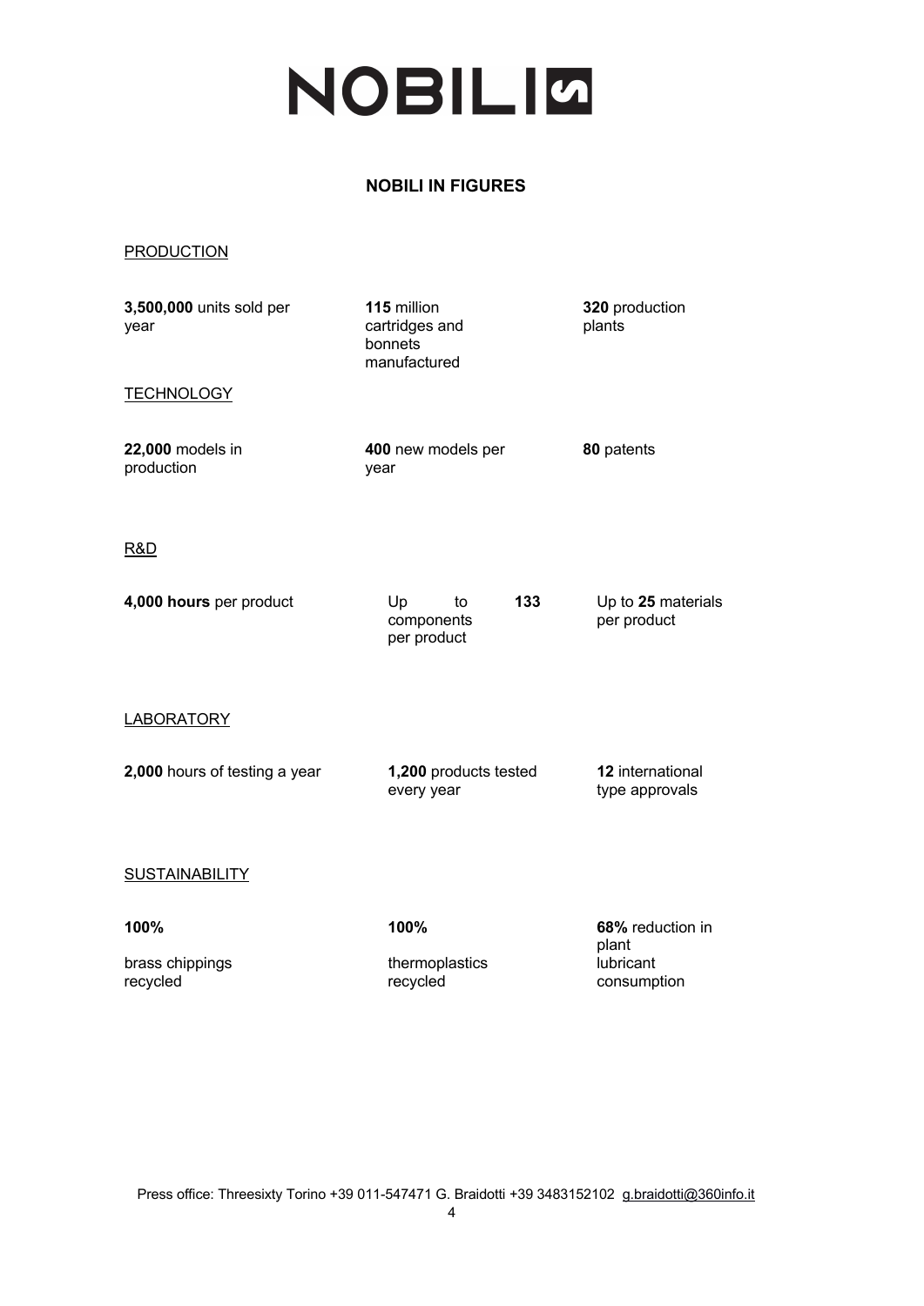# NOBILI

## NOBILI IN FIGURES

PRODUCTION

**3,500,000** units sold per year

**115** million cartridges and bonnets manufactured

**320** production plants

TECHNOLOGY

**22,000** models in production

**400** new models per year

**80** patents

R&D

**4,000 hours** per product

Up to **133** components per product

Up to **25** materials per product

LABORATORY

**2,000** hours of testing a year

**1,200** products tested every year

**12** international type approvals

SUSTAINABILITY

**100%** brass chippings recycled

**100%** thermoplastics recycled

**68%** reduction in plant lubricant consumption

Press office: Threesixty Torino +39 011-547471 G. Braidotti +39 3483152102 g.braidotti@360info.it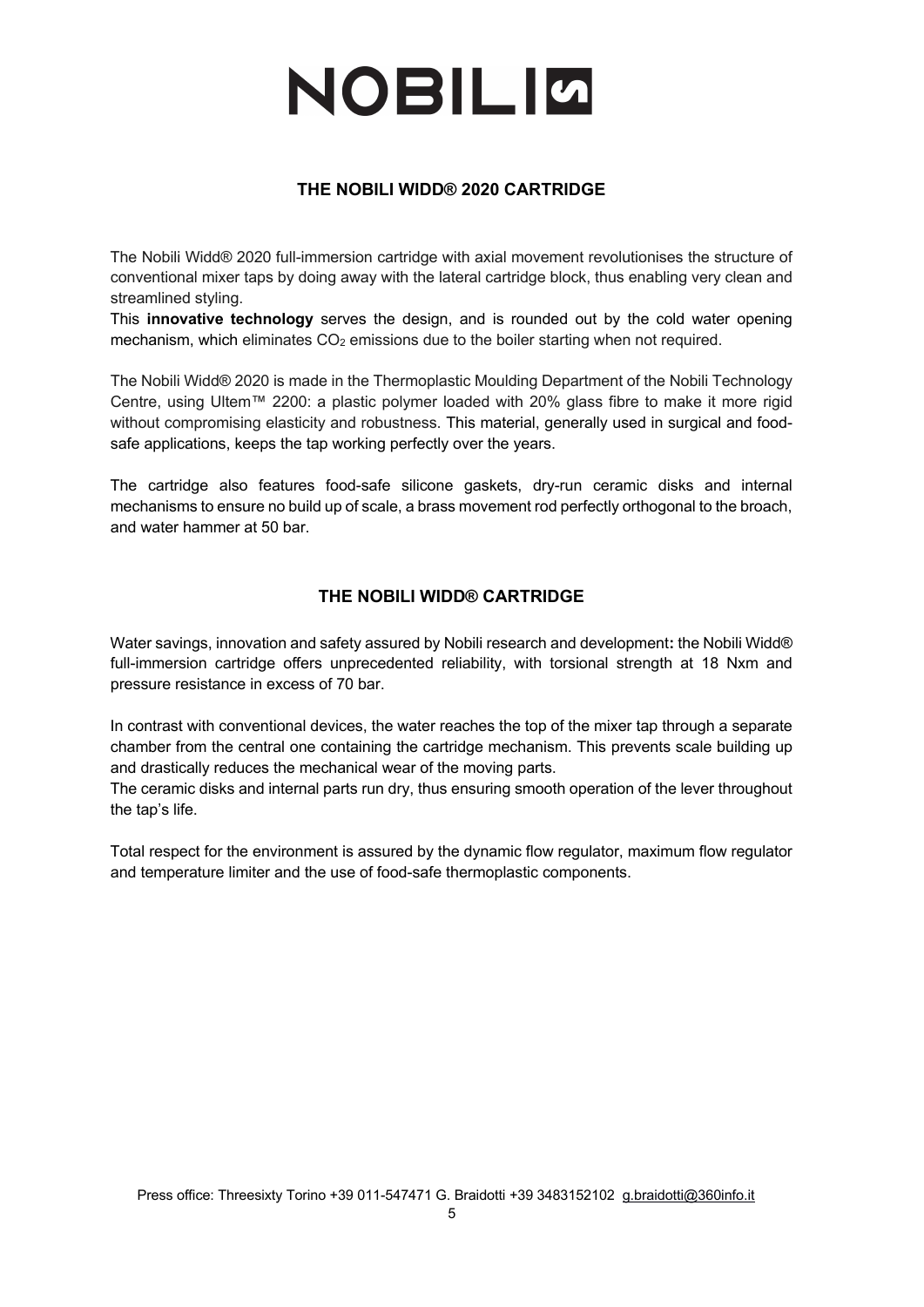# NOBILI

## THE NOBILI WIDD® 2020 CARTRIDGE

The Nobili Widd® 2020 full-immersion cartridge with axial movement revolutionises the structure of conventional mixer taps by doing away with the lateral cartridge block, thus enabling very clean and streamlined styling.

This **innovative technology** serves the design, and is rounded out by the cold water opening mechanism, which eliminates $CO_2$ emissions due to the boiler starting when not required.

The Nobili Widd® 2020 is made in the Thermoplastic Moulding Department of the Nobili Technology Centre, using Ultem™ 2200: a plastic polymer loaded with 20% glass fibre to make it more rigid without compromising elasticity and robustness. This material, generally used in surgical and food-safe applications, keeps the tap working perfectly over the years.

The cartridge also features food-safe silicone gaskets, dry-run ceramic disks and internal mechanisms to ensure no build up of scale, a brass movement rod perfectly orthogonal to the broach, and water hammer at 50 bar.

## THE NOBILI WIDD® CARTRIDGE

Water savings, innovation and safety assured by Nobili research and development**:** the Nobili Widd® full-immersion cartridge offers unprecedented reliability, with torsional strength at 18 Nxm and pressure resistance in excess of 70 bar.

In contrast with conventional devices, the water reaches the top of the mixer tap through a separate chamber from the central one containing the cartridge mechanism. This prevents scale building up and drastically reduces the mechanical wear of the moving parts.

The ceramic disks and internal parts run dry, thus ensuring smooth operation of the lever throughout the tap's life.

Total respect for the environment is assured by the dynamic flow regulator, maximum flow regulator and temperature limiter and the use of food-safe thermoplastic components.

Press office: Threesixty Torino +39 011-547471 G. Braidotti +39 3483152102 g.braidotti@360info.it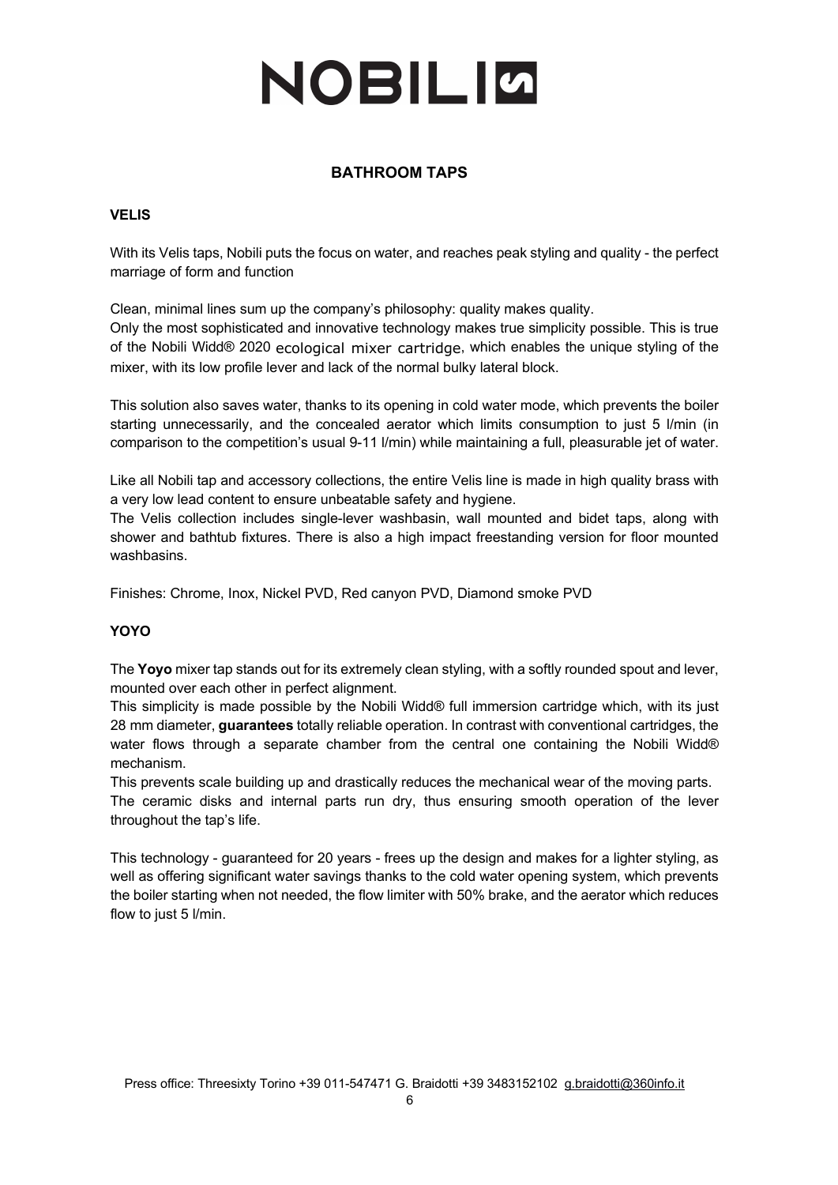# NOBILI

## BATHROOM TAPS

### VELIS

With its Velis taps, Nobili puts the focus on water, and reaches peak styling and quality - the perfect marriage of form and function

Clean, minimal lines sum up the company's philosophy: quality makes quality.
Only the most sophisticated and innovative technology makes true simplicity possible. This is true of the Nobili Widd® 2020 ecological mixer cartridge, which enables the unique styling of the mixer, with its low profile lever and lack of the normal bulky lateral block.

This solution also saves water, thanks to its opening in cold water mode, which prevents the boiler starting unnecessarily, and the concealed aerator which limits consumption to just 5 l/min (in comparison to the competition's usual 9-11 l/min) while maintaining a full, pleasurable jet of water.

Like all Nobili tap and accessory collections, the entire Velis line is made in high quality brass with a very low lead content to ensure unbeatable safety and hygiene.
The Velis collection includes single-lever washbasin, wall mounted and bidet taps, along with shower and bathtub fixtures. There is also a high impact freestanding version for floor mounted washbasins.

Finishes: Chrome, Inox, Nickel PVD, Red canyon PVD, Diamond smoke PVD

### YOYO

The **Yoyo** mixer tap stands out for its extremely clean styling, with a softly rounded spout and lever, mounted over each other in perfect alignment.
This simplicity is made possible by the Nobili Widd® full immersion cartridge which, with its just 28 mm diameter, **guarantees** totally reliable operation. In contrast with conventional cartridges, the water flows through a separate chamber from the central one containing the Nobili Widd® mechanism.
This prevents scale building up and drastically reduces the mechanical wear of the moving parts.
The ceramic disks and internal parts run dry, thus ensuring smooth operation of the lever throughout the tap's life.

This technology - guaranteed for 20 years - frees up the design and makes for a lighter styling, as well as offering significant water savings thanks to the cold water opening system, which prevents the boiler starting when not needed, the flow limiter with 50% brake, and the aerator which reduces flow to just 5 l/min.

Press office: Threesixty Torino +39 011-547471 G. Braidotti +39 3483152102 g.braidotti@360info.it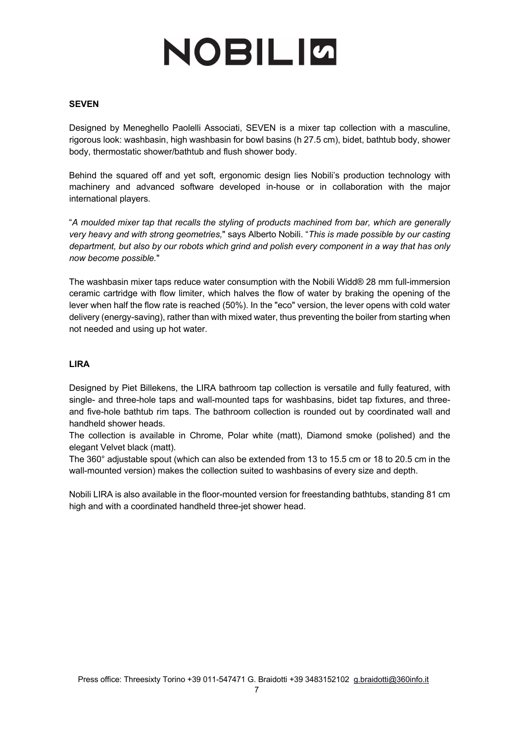## SEVEN

Designed by Meneghello Paolelli Associati, SEVEN is a mixer tap collection with a masculine, rigorous look: washbasin, high washbasin for bowl basins (h 27.5 cm), bidet, bathtub body, shower body, thermostatic shower/bathtub and flush shower body.

Behind the squared off and yet soft, ergonomic design lies Nobili's production technology with machinery and advanced software developed in-house or in collaboration with the major international players.

"*A moulded mixer tap that recalls the styling of products machined from bar, which are generally very heavy and with strong geometries,*" says Alberto Nobili. "*This is made possible by our casting department, but also by our robots which grind and polish every component in a way that has only now become possible.*"

The washbasin mixer taps reduce water consumption with the Nobili Widd® 28 mm full-immersion ceramic cartridge with flow limiter, which halves the flow of water by braking the opening of the lever when half the flow rate is reached (50%). In the "eco" version, the lever opens with cold water delivery (energy-saving), rather than with mixed water, thus preventing the boiler from starting when not needed and using up hot water.

## LIRA

Designed by Piet Billekens, the LIRA bathroom tap collection is versatile and fully featured, with single- and three-hole taps and wall-mounted taps for washbasins, bidet tap fixtures, and three- and five-hole bathtub rim taps. The bathroom collection is rounded out by coordinated wall and handheld shower heads.

The collection is available in Chrome, Polar white (matt), Diamond smoke (polished) and the elegant Velvet black (matt).

The 360° adjustable spout (which can also be extended from 13 to 15.5 cm or 18 to 20.5 cm in the wall-mounted version) makes the collection suited to washbasins of every size and depth.

Nobili LIRA is also available in the floor-mounted version for freestanding bathtubs, standing 81 cm high and with a coordinated handheld three-jet shower head.

Press office: Threesixty Torino +39 011-547471 G. Braidotti +39 3483152102 g.braidotti@360info.it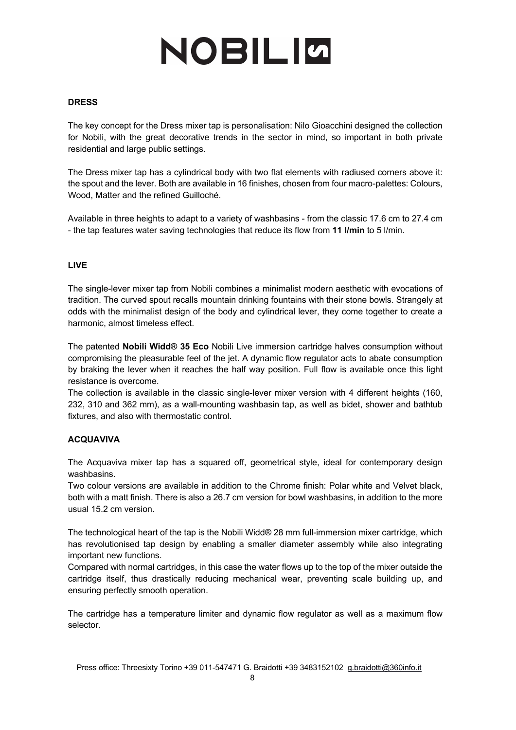# NOBILI

## DRESS

The key concept for the Dress mixer tap is personalisation: Nilo Gioacchini designed the collection for Nobili, with the great decorative trends in the sector in mind, so important in both private residential and large public settings.

The Dress mixer tap has a cylindrical body with two flat elements with radiused corners above it: the spout and the lever. Both are available in 16 finishes, chosen from four macro-palettes: Colours, Wood, Matter and the refined Guilloché.

Available in three heights to adapt to a variety of washbasins - from the classic 17.6 cm to 27.4 cm - the tap features water saving technologies that reduce its flow from **11 l/min** to 5 l/min.

## LIVE

The single-lever mixer tap from Nobili combines a minimalist modern aesthetic with evocations of tradition. The curved spout recalls mountain drinking fountains with their stone bowls. Strangely at odds with the minimalist design of the body and cylindrical lever, they come together to create a harmonic, almost timeless effect.

The patented **Nobili Widd® 35 Eco** Nobili Live immersion cartridge halves consumption without compromising the pleasurable feel of the jet. A dynamic flow regulator acts to abate consumption by braking the lever when it reaches the half way position. Full flow is available once this light resistance is overcome.
The collection is available in the classic single-lever mixer version with 4 different heights (160, 232, 310 and 362 mm), as a wall-mounting washbasin tap, as well as bidet, shower and bathtub fixtures, and also with thermostatic control.

## ACQUAVIVA

The Acquaviva mixer tap has a squared off, geometrical style, ideal for contemporary design washbasins.
Two colour versions are available in addition to the Chrome finish: Polar white and Velvet black, both with a matt finish. There is also a 26.7 cm version for bowl washbasins, in addition to the more usual 15.2 cm version.

The technological heart of the tap is the Nobili Widd® 28 mm full-immersion mixer cartridge, which has revolutionised tap design by enabling a smaller diameter assembly while also integrating important new functions.
Compared with normal cartridges, in this case the water flows up to the top of the mixer outside the cartridge itself, thus drastically reducing mechanical wear, preventing scale building up, and ensuring perfectly smooth operation.

The cartridge has a temperature limiter and dynamic flow regulator as well as a maximum flow selector.

Press office: Threesixty Torino +39 011-547471 G. Braidotti +39 3483152102 g.braidotti@360info.it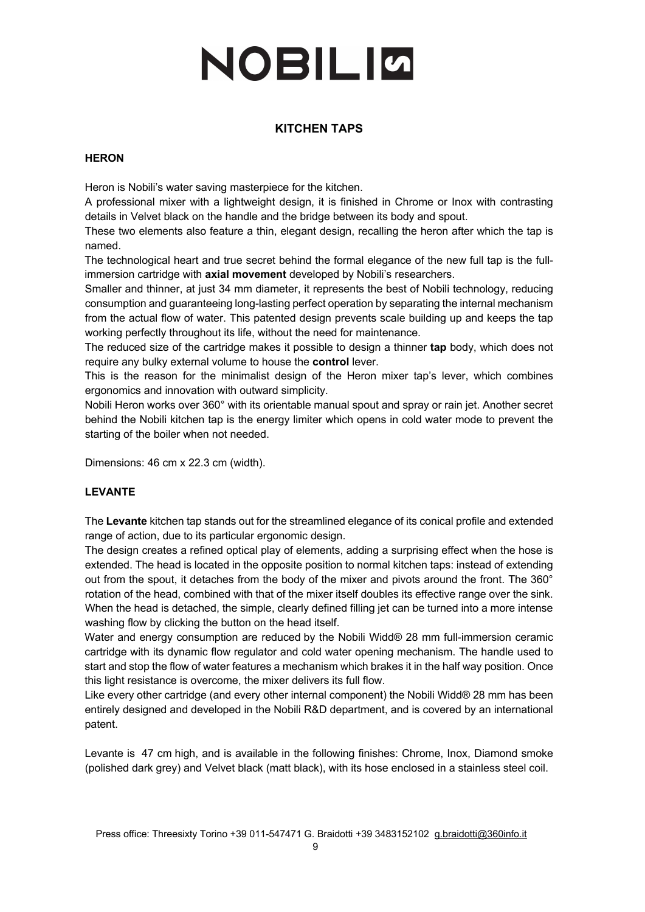# NOBILI

## KITCHEN TAPS

### HERON

Heron is Nobili's water saving masterpiece for the kitchen.
A professional mixer with a lightweight design, it is finished in Chrome or Inox with contrasting details in Velvet black on the handle and the bridge between its body and spout.
These two elements also feature a thin, elegant design, recalling the heron after which the tap is named.
The technological heart and true secret behind the formal elegance of the new full tap is the full-immersion cartridge with **axial movement** developed by Nobili's researchers.
Smaller and thinner, at just 34 mm diameter, it represents the best of Nobili technology, reducing consumption and guaranteeing long-lasting perfect operation by separating the internal mechanism from the actual flow of water. This patented design prevents scale building up and keeps the tap working perfectly throughout its life, without the need for maintenance.
The reduced size of the cartridge makes it possible to design a thinner **tap** body, which does not require any bulky external volume to house the **control** lever.
This is the reason for the minimalist design of the Heron mixer tap's lever, which combines ergonomics and innovation with outward simplicity.
Nobili Heron works over 360° with its orientable manual spout and spray or rain jet. Another secret behind the Nobili kitchen tap is the energy limiter which opens in cold water mode to prevent the starting of the boiler when not needed.

Dimensions: 46 cm x 22.3 cm (width).

### LEVANTE

The **Levante** kitchen tap stands out for the streamlined elegance of its conical profile and extended range of action, due to its particular ergonomic design.
The design creates a refined optical play of elements, adding a surprising effect when the hose is extended. The head is located in the opposite position to normal kitchen taps: instead of extending out from the spout, it detaches from the body of the mixer and pivots around the front. The 360° rotation of the head, combined with that of the mixer itself doubles its effective range over the sink.
When the head is detached, the simple, clearly defined filling jet can be turned into a more intense washing flow by clicking the button on the head itself.
Water and energy consumption are reduced by the Nobili Widd® 28 mm full-immersion ceramic cartridge with its dynamic flow regulator and cold water opening mechanism. The handle used to start and stop the flow of water features a mechanism which brakes it in the half way position. Once this light resistance is overcome, the mixer delivers its full flow.
Like every other cartridge (and every other internal component) the Nobili Widd® 28 mm has been entirely designed and developed in the Nobili R&D department, and is covered by an international patent.

Levante is 47 cm high, and is available in the following finishes: Chrome, Inox, Diamond smoke (polished dark grey) and Velvet black (matt black), with its hose enclosed in a stainless steel coil.

Press office: Threesixty Torino +39 011-547471 G. Braidotti +39 3483152102 g.braidotti@360info.it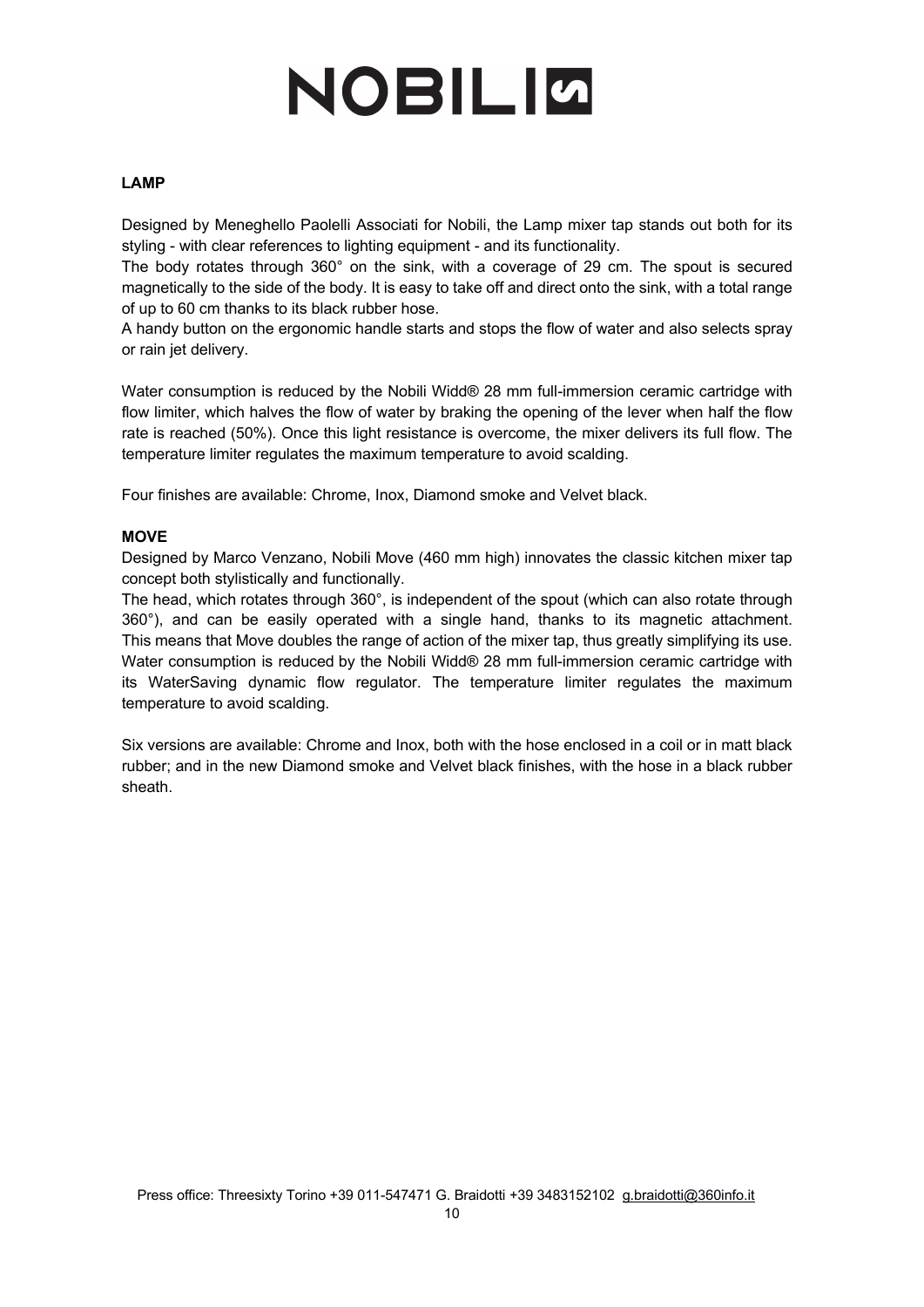**LAMP**

Designed by Meneghello Paolelli Associati for Nobili, the Lamp mixer tap stands out both for its styling - with clear references to lighting equipment - and its functionality.
The body rotates through 360° on the sink, with a coverage of 29 cm. The spout is secured magnetically to the side of the body. It is easy to take off and direct onto the sink, with a total range of up to 60 cm thanks to its black rubber hose.
A handy button on the ergonomic handle starts and stops the flow of water and also selects spray or rain jet delivery.

Water consumption is reduced by the Nobili Widd® 28 mm full-immersion ceramic cartridge with flow limiter, which halves the flow of water by braking the opening of the lever when half the flow rate is reached (50%). Once this light resistance is overcome, the mixer delivers its full flow. The temperature limiter regulates the maximum temperature to avoid scalding.

Four finishes are available: Chrome, Inox, Diamond smoke and Velvet black.

**MOVE**

Designed by Marco Venzano, Nobili Move (460 mm high) innovates the classic kitchen mixer tap concept both stylistically and functionally.
The head, which rotates through 360°, is independent of the spout (which can also rotate through 360°), and can be easily operated with a single hand, thanks to its magnetic attachment. This means that Move doubles the range of action of the mixer tap, thus greatly simplifying its use.
Water consumption is reduced by the Nobili Widd® 28 mm full-immersion ceramic cartridge with its WaterSaving dynamic flow regulator. The temperature limiter regulates the maximum temperature to avoid scalding.

Six versions are available: Chrome and Inox, both with the hose enclosed in a coil or in matt black rubber; and in the new Diamond smoke and Velvet black finishes, with the hose in a black rubber sheath.

Press office: Threesixty Torino +39 011-547471 G. Braidotti +39 3483152102 g.braidotti@360info.it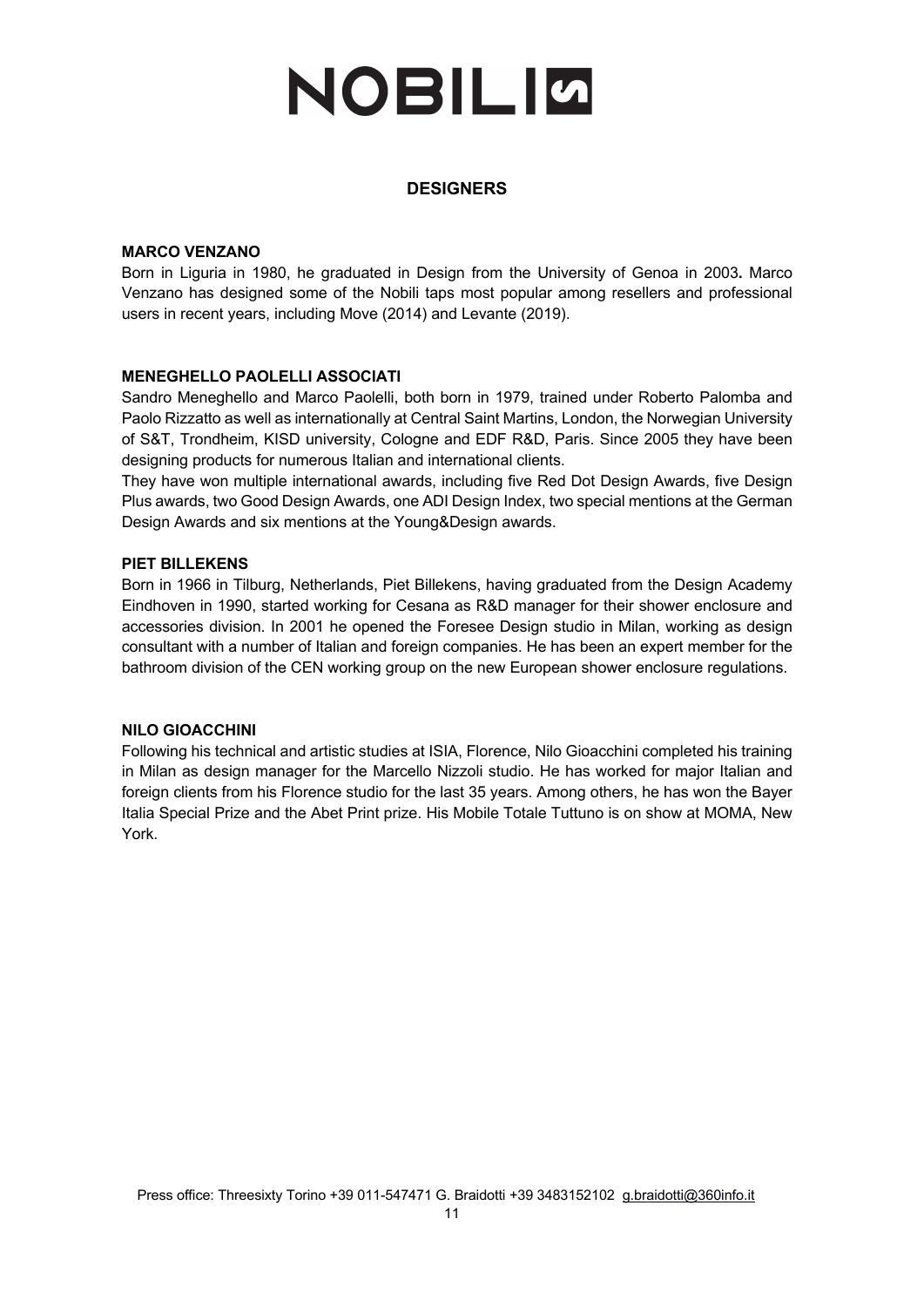# NOBILI

## DESIGNERS

### MARCO VENZANO

Born in Liguria in 1980, he graduated in Design from the University of Genoa in 2003**.** Marco Venzano has designed some of the Nobili taps most popular among resellers and professional users in recent years, including Move (2014) and Levante (2019).

### MENEGHELLO PAOLELLI ASSOCIATI

Sandro Meneghello and Marco Paolelli, both born in 1979, trained under Roberto Palomba and Paolo Rizzatto as well as internationally at Central Saint Martins, London, the Norwegian University of S&T, Trondheim, KISD university, Cologne and EDF R&D, Paris. Since 2005 they have been designing products for numerous Italian and international clients.

They have won multiple international awards, including five Red Dot Design Awards, five Design Plus awards, two Good Design Awards, one ADI Design Index, two special mentions at the German Design Awards and six mentions at the Young&Design awards.

### PIET BILLEKENS

Born in 1966 in Tilburg, Netherlands, Piet Billekens, having graduated from the Design Academy Eindhoven in 1990, started working for Cesana as R&D manager for their shower enclosure and accessories division. In 2001 he opened the Foresee Design studio in Milan, working as design consultant with a number of Italian and foreign companies. He has been an expert member for the bathroom division of the CEN working group on the new European shower enclosure regulations.

### NILO GIOACCHINI

Following his technical and artistic studies at ISIA, Florence, Nilo Gioacchini completed his training in Milan as design manager for the Marcello Nizzoli studio. He has worked for major Italian and foreign clients from his Florence studio for the last 35 years. Among others, he has won the Bayer Italia Special Prize and the Abet Print prize. His Mobile Totale Tuttuno is on show at MOMA, New York.

Press office: Threesixty Torino +39 011-547471 G. Braidotti +39 3483152102 g.braidotti@360info.it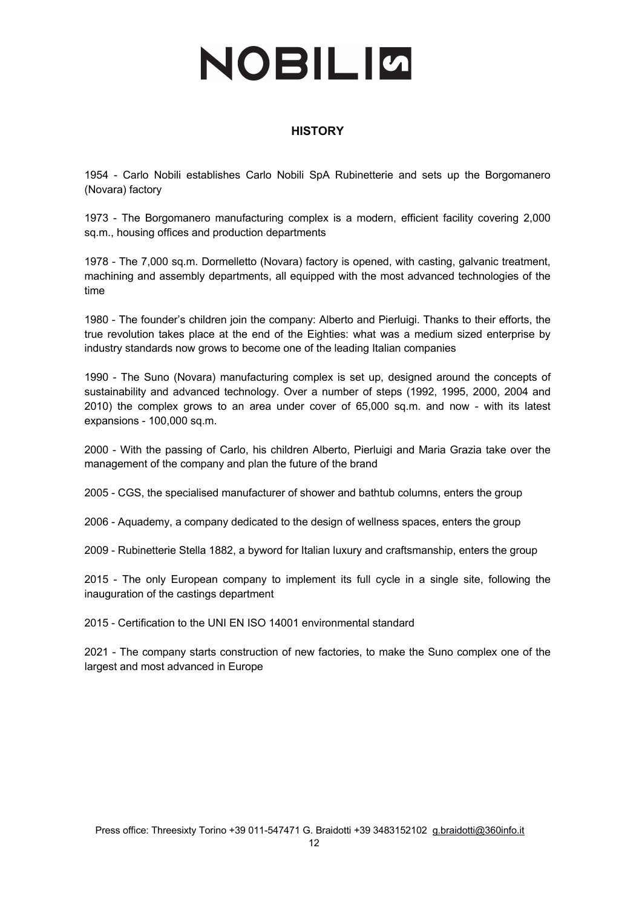# NOBILI

## HISTORY

1954 - Carlo Nobili establishes Carlo Nobili SpA Rubinetterie and sets up the Borgomanero (Novara) factory

1973 - The Borgomanero manufacturing complex is a modern, efficient facility covering 2,000 sq.m., housing offices and production departments

1978 - The 7,000 sq.m. Dormelletto (Novara) factory is opened, with casting, galvanic treatment, machining and assembly departments, all equipped with the most advanced technologies of the time

1980 - The founder's children join the company: Alberto and Pierluigi. Thanks to their efforts, the true revolution takes place at the end of the Eighties: what was a medium sized enterprise by industry standards now grows to become one of the leading Italian companies

1990 - The Suno (Novara) manufacturing complex is set up, designed around the concepts of sustainability and advanced technology. Over a number of steps (1992, 1995, 2000, 2004 and 2010) the complex grows to an area under cover of 65,000 sq.m. and now - with its latest expansions - 100,000 sq.m.

2000 - With the passing of Carlo, his children Alberto, Pierluigi and Maria Grazia take over the management of the company and plan the future of the brand

2005 - CGS, the specialised manufacturer of shower and bathtub columns, enters the group

2006 - Aquademy, a company dedicated to the design of wellness spaces, enters the group

2009 - Rubinetterie Stella 1882, a byword for Italian luxury and craftsmanship, enters the group

2015 - The only European company to implement its full cycle in a single site, following the inauguration of the castings department

2015 - Certification to the UNI EN ISO 14001 environmental standard

2021 - The company starts construction of new factories, to make the Suno complex one of the largest and most advanced in Europe

Press office: Threesixty Torino +39 011-547471 G. Braidotti +39 3483152102 g.braidotti@360info.it